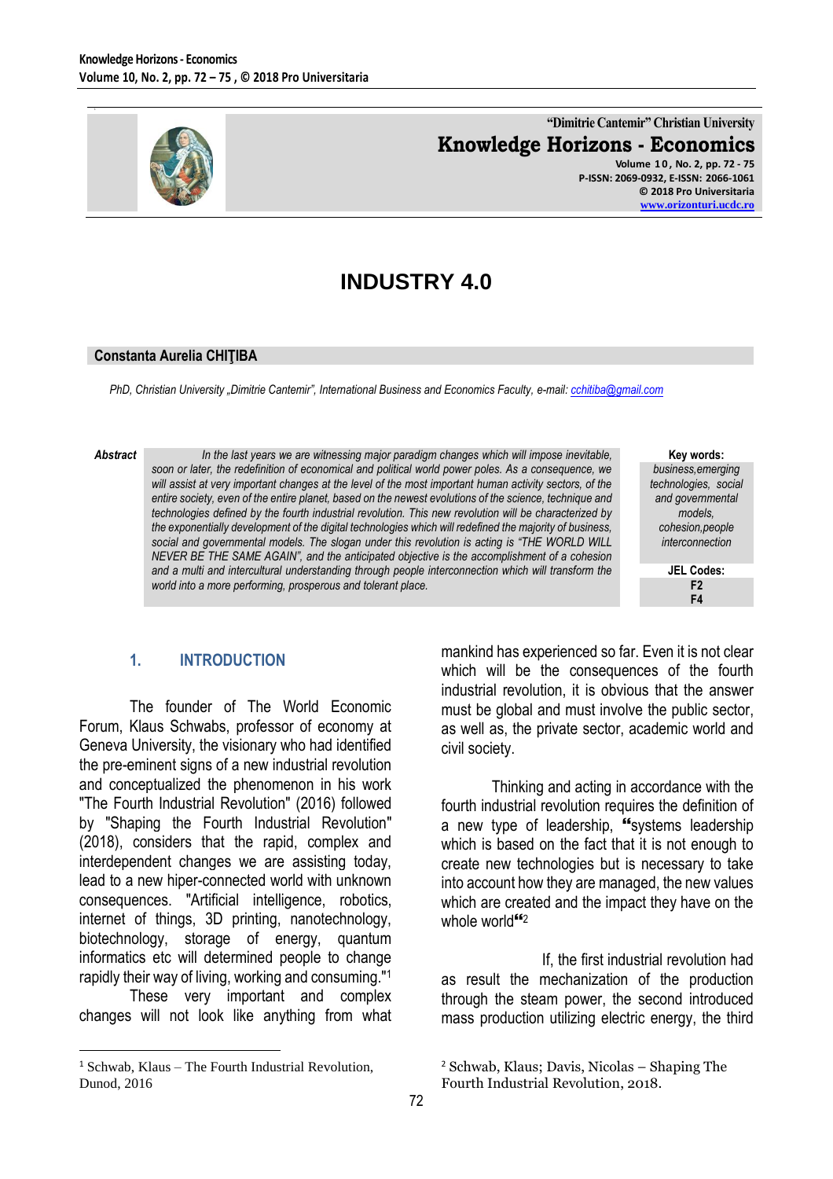# INDUSTRY 4.0

**Constanta Aurelia CHIŢIBA**

*PhD, Christian University „Dimitrie Cantemir", International Business and Economics Faculty, e-mail: cchitiba@gmail.com*

***Abstract*** *In the last years we are witnessing major paradigm changes which will impose inevitable, soon or later, the redefinition of economical and political world power poles. As a consequence, we will assist at very important changes at the level of the most important human activity sectors, of the entire society, even of the entire planet, based on the newest evolutions of the science, technique and technologies defined by the fourth industrial revolution. This new revolution will be characterized by the exponentially development of the digital technologies which will redefined the majority of business, social and governmental models. The slogan under this revolution is acting is "THE WORLD WILL NEVER BE THE SAME AGAIN", and the anticipated objective is the accomplishment of a cohesion and a multi and intercultural understanding through people interconnection which will transform the world into a more performing, prosperous and tolerant place.*

**Key words:** *business, emerging technologies, social and governmental models, cohesion, people interconnection*

**JEL Codes:** F2, F4

## 1. INTRODUCTION

The founder of The World Economic Forum, Klaus Schwabs, professor of economy at Geneva University, the visionary who had identified the pre-eminent signs of a new industrial revolution and conceptualized the phenomenon in his work "The Fourth Industrial Revolution" (2016) followed by "Shaping the Fourth Industrial Revolution" (2018), considers that the rapid, complex and interdependent changes we are assisting today, lead to a new hiper-connected world with unknown consequences. "Artificial intelligence, robotics, internet of things, 3D printing, nanotechnology, biotechnology, storage of energy, quantum informatics etc will determined people to change rapidly their way of living, working and consuming."[1]

These very important and complex changes will not look like anything from what mankind has experienced so far. Even it is not clear which will be the consequences of the fourth industrial revolution, it is obvious that the answer must be global and must involve the public sector, as well as, the private sector, academic world and civil society.

Thinking and acting in accordance with the fourth industrial revolution requires the definition of a new type of leadership, "systems leadership which is based on the fact that it is not enough to create new technologies but is necessary to take into account how they are managed, the new values which are created and the impact they have on the whole world"[2]

If, the first industrial revolution had as result the mechanization of the production through the steam power, the second introduced mass production utilizing electric energy, the third

---

[1] Schwab, Klaus – The Fourth Industrial Revolution, Dunod, 2016

[2] Schwab, Klaus; Davis, Nicolas – Shaping The Fourth Industrial Revolution, 2018.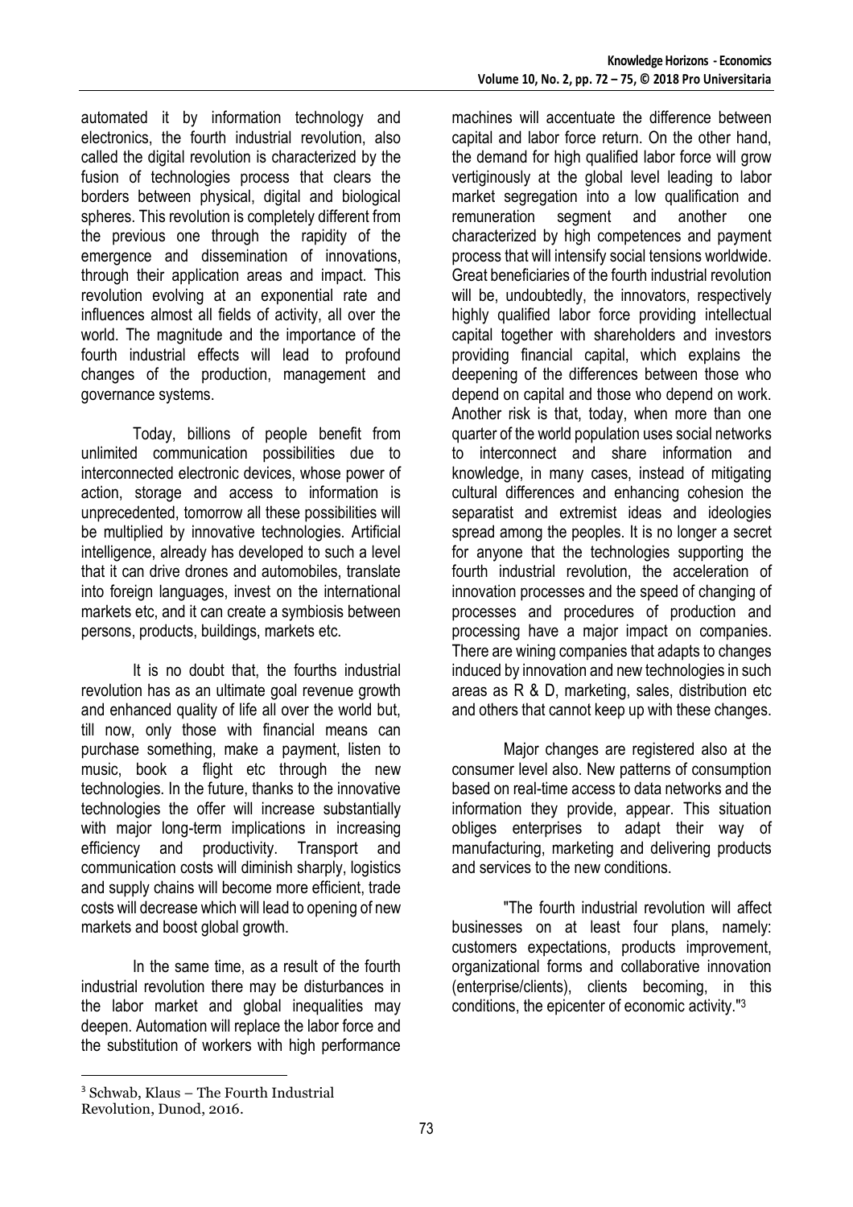automated it by information technology and electronics, the fourth industrial revolution, also called the digital revolution is characterized by the fusion of technologies process that clears the borders between physical, digital and biological spheres. This revolution is completely different from the previous one through the rapidity of the emergence and dissemination of innovations, through their application areas and impact. This revolution evolving at an exponential rate and influences almost all fields of activity, all over the world. The magnitude and the importance of the fourth industrial effects will lead to profound changes of the production, management and governance systems.

Today, billions of people benefit from unlimited communication possibilities due to interconnected electronic devices, whose power of action, storage and access to information is unprecedented, tomorrow all these possibilities will be multiplied by innovative technologies. Artificial intelligence, already has developed to such a level that it can drive drones and automobiles, translate into foreign languages, invest on the international markets etc, and it can create a symbiosis between persons, products, buildings, markets etc.

It is no doubt that, the fourths industrial revolution has as an ultimate goal revenue growth and enhanced quality of life all over the world but, till now, only those with financial means can purchase something, make a payment, listen to music, book a flight etc through the new technologies. In the future, thanks to the innovative technologies the offer will increase substantially with major long-term implications in increasing efficiency and productivity. Transport and communication costs will diminish sharply, logistics and supply chains will become more efficient, trade costs will decrease which will lead to opening of new markets and boost global growth.

In the same time, as a result of the fourth industrial revolution there may be disturbances in the labor market and global inequalities may deepen. Automation will replace the labor force and the substitution of workers with high performance machines will accentuate the difference between capital and labor force return. On the other hand, the demand for high qualified labor force will grow vertiginously at the global level leading to labor market segregation into a low qualification and remuneration segment and another one characterized by high competences and payment process that will intensify social tensions worldwide. Great beneficiaries of the fourth industrial revolution will be, undoubtedly, the innovators, respectively highly qualified labor force providing intellectual capital together with shareholders and investors providing financial capital, which explains the deepening of the differences between those who depend on capital and those who depend on work. Another risk is that, today, when more than one quarter of the world population uses social networks to interconnect and share information and knowledge, in many cases, instead of mitigating cultural differences and enhancing cohesion the separatist and extremist ideas and ideologies spread among the peoples. It is no longer a secret for anyone that the technologies supporting the fourth industrial revolution, the acceleration of innovation processes and the speed of changing of processes and procedures of production and processing have a major impact on companies. There are wining companies that adapts to changes induced by innovation and new technologies in such areas as R & D, marketing, sales, distribution etc and others that cannot keep up with these changes.

Major changes are registered also at the consumer level also. New patterns of consumption based on real-time access to data networks and the information they provide, appear. This situation obliges enterprises to adapt their way of manufacturing, marketing and delivering products and services to the new conditions.

"The fourth industrial revolution will affect businesses on at least four plans, namely: customers expectations, products improvement, organizational forms and collaborative innovation (enterprise/clients), clients becoming, in this conditions, the epicenter of economic activity."[3]

---

[3] Schwab, Klaus – The Fourth Industrial Revolution, Dunod, 2016.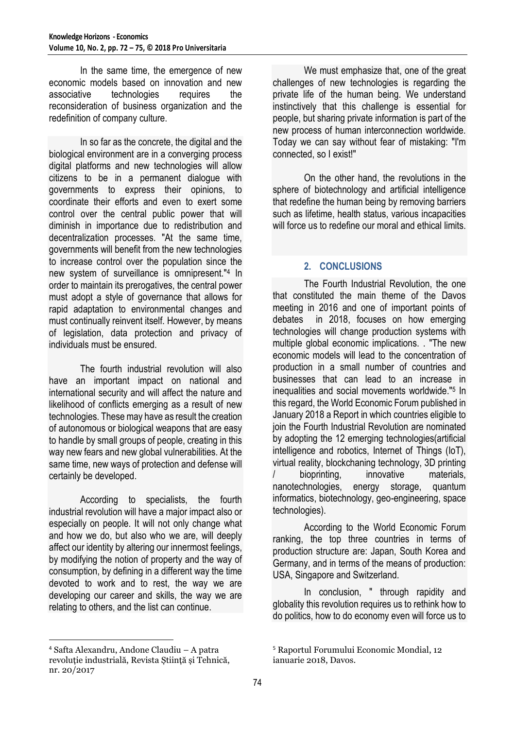In the same time, the emergence of new economic models based on innovation and new associative technologies requires the reconsideration of business organization and the redefinition of company culture.

In so far as the concrete, the digital and the biological environment are in a converging process digital platforms and new technologies will allow citizens to be in a permanent dialogue with governments to express their opinions, to coordinate their efforts and even to exert some control over the central public power that will diminish in importance due to redistribution and decentralization processes. "At the same time, governments will benefit from the new technologies to increase control over the population since the new system of surveillance is omnipresent."[4] In order to maintain its prerogatives, the central power must adopt a style of governance that allows for rapid adaptation to environmental changes and must continually reinvent itself. However, by means of legislation, data protection and privacy of individuals must be ensured.

The fourth industrial revolution will also have an important impact on national and international security and will affect the nature and likelihood of conflicts emerging as a result of new technologies. These may have as result the creation of autonomous or biological weapons that are easy to handle by small groups of people, creating in this way new fears and new global vulnerabilities. At the same time, new ways of protection and defense will certainly be developed.

According to specialists, the fourth industrial revolution will have a major impact also or especially on people. It will not only change what and how we do, but also who we are, will deeply affect our identity by altering our innermost feelings, by modifying the notion of property and the way of consumption, by defining in a different way the time devoted to work and to rest, the way we are developing our career and skills, the way we are relating to others, and the list can continue.

We must emphasize that, one of the great challenges of new technologies is regarding the private life of the human being. We understand instinctively that this challenge is essential for people, but sharing private information is part of the new process of human interconnection worldwide. Today we can say without fear of mistaking: "I'm connected, so I exist!"

On the other hand, the revolutions in the sphere of biotechnology and artificial intelligence that redefine the human being by removing barriers such as lifetime, health status, various incapacities will force us to redefine our moral and ethical limits.

## 2. CONCLUSIONS

The Fourth Industrial Revolution, the one that constituted the main theme of the Davos meeting in 2016 and one of important points of debates in 2018, focuses on how emerging technologies will change production systems with multiple global economic implications. . "The new economic models will lead to the concentration of production in a small number of countries and businesses that can lead to an increase in inequalities and social movements worldwide."[5] In this regard, the World Economic Forum published in January 2018 a Report in which countries eligible to join the Fourth Industrial Revolution are nominated by adopting the 12 emerging technologies(artificial intelligence and robotics, Internet of Things (IoT), virtual reality, blockchaning technology, 3D printing / bioprinting, innovative materials, nanotechnologies, energy storage, quantum informatics, biotechnology, geo-engineering, space technologies).

According to the World Economic Forum ranking, the top three countries in terms of production structure are: Japan, South Korea and Germany, and in terms of the means of production: USA, Singapore and Switzerland.

In conclusion, " through rapidity and globality this revolution requires us to rethink how to do politics, how to do economy even will force us to

---

[4] Safta Alexandru, Andone Claudiu – A patra revoluție industrială, Revista Știință și Tehnică, nr. 20/2017

[5] Raportul Forumului Economic Mondial, 12 ianuarie 2018, Davos.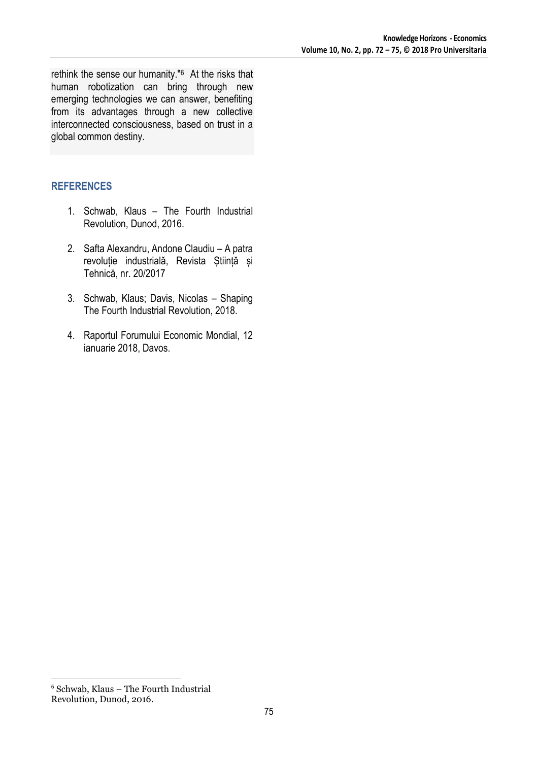rethink the sense our humanity."[6] At the risks that human robotization can bring through new emerging technologies we can answer, benefiting from its advantages through a new collective interconnected consciousness, based on trust in a global common destiny.

## REFERENCES

1. Schwab, Klaus – The Fourth Industrial Revolution, Dunod, 2016.

2. Safta Alexandru, Andone Claudiu – A patra revoluție industrială, Revista Știință și Tehnică, nr. 20/2017

3. Schwab, Klaus; Davis, Nicolas – Shaping The Fourth Industrial Revolution, 2018.

4. Raportul Forumului Economic Mondial, 12 ianuarie 2018, Davos.

---

[6] Schwab, Klaus – The Fourth Industrial Revolution, Dunod, 2016.